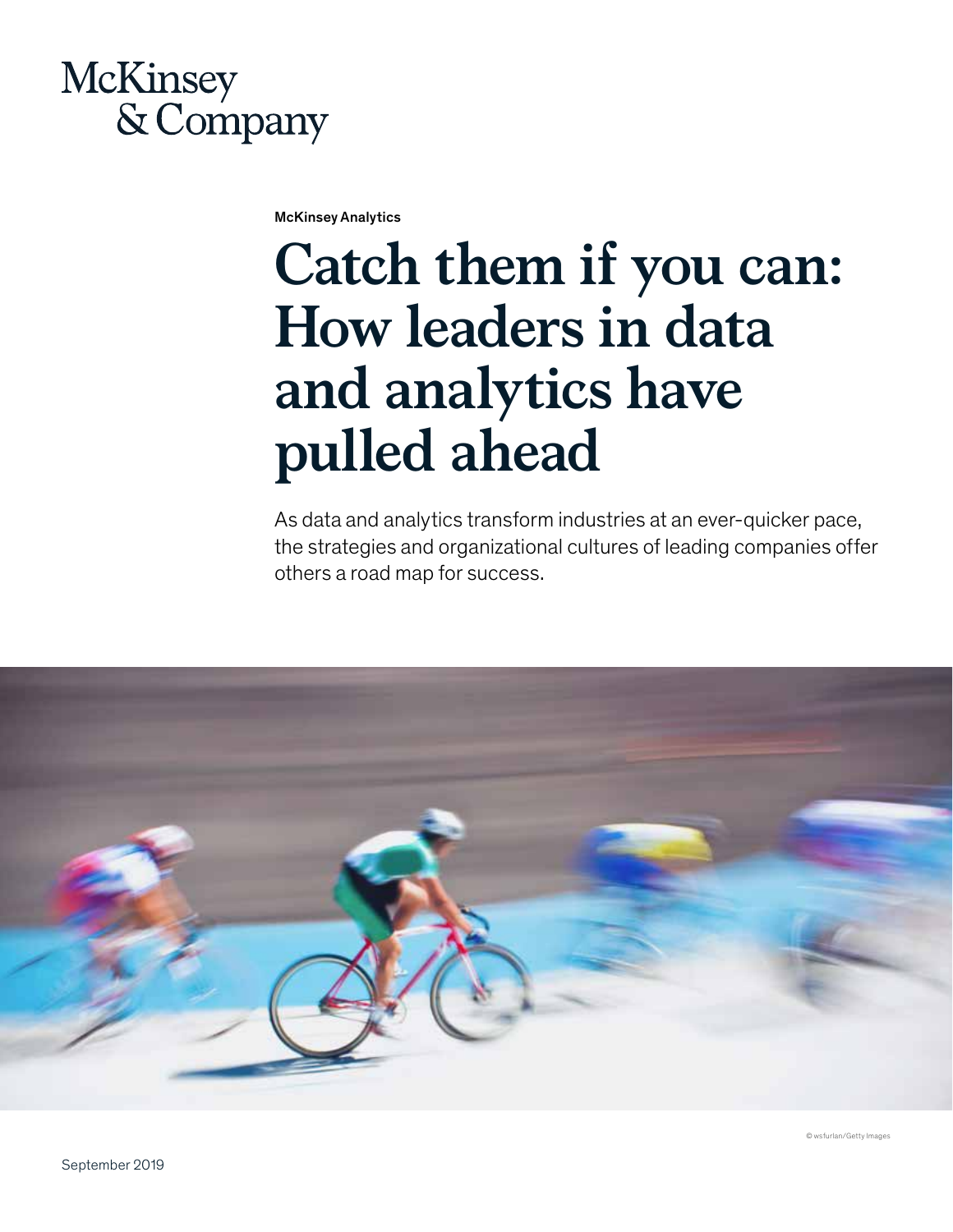McKinsey & Company

McKinsey Analytics

# Catch them if you can: How leaders in data and analytics have pulled ahead

As data and analytics transform industries at an ever-quicker pace, the strategies and organizational cultures of leading companies offer others a road map for success.

© wsfurlan/Getty Images

September 2019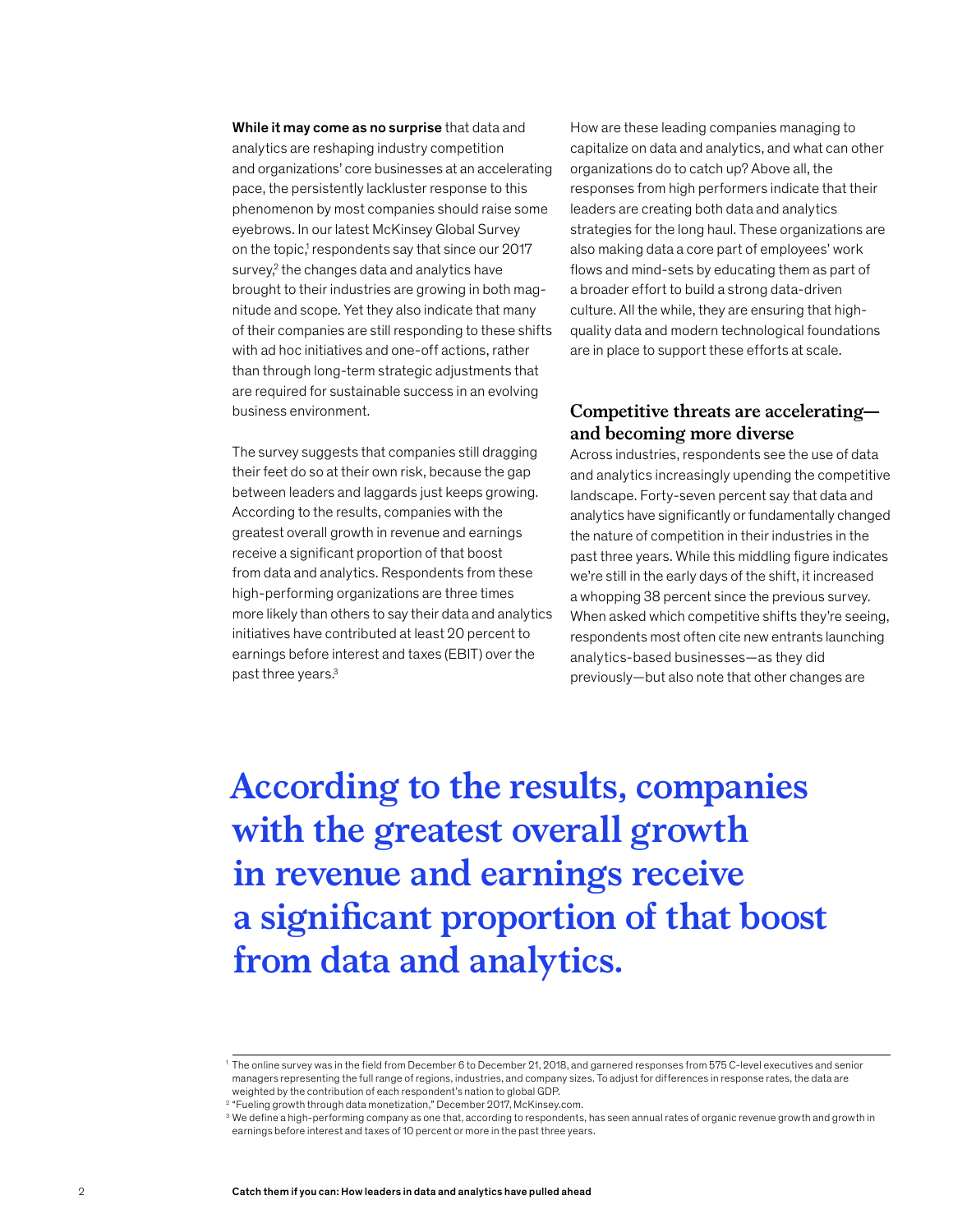**While it may come as no surprise** that data and analytics are reshaping industry competition and organizations' core businesses at an accelerating pace, the persistently lackluster response to this phenomenon by most companies should raise some eyebrows. In our latest McKinsey Global Survey on the topic,[1] respondents say that since our 2017 survey,[2] the changes data and analytics have brought to their industries are growing in both magnitude and scope. Yet they also indicate that many of their companies are still responding to these shifts with ad hoc initiatives and one-off actions, rather than through long-term strategic adjustments that are required for sustainable success in an evolving business environment.

The survey suggests that companies still dragging their feet do so at their own risk, because the gap between leaders and laggards just keeps growing. According to the results, companies with the greatest overall growth in revenue and earnings receive a significant proportion of that boost from data and analytics. Respondents from these high-performing organizations are three times more likely than others to say their data and analytics initiatives have contributed at least 20 percent to earnings before interest and taxes (EBIT) over the past three years.[3]

How are these leading companies managing to capitalize on data and analytics, and what can other organizations do to catch up? Above all, the responses from high performers indicate that their leaders are creating both data and analytics strategies for the long haul. These organizations are also making data a core part of employees' work flows and mind-sets by educating them as part of a broader effort to build a strong data-driven culture. All the while, they are ensuring that high-quality data and modern technological foundations are in place to support these efforts at scale.

## Competitive threats are accelerating—and becoming more diverse

Across industries, respondents see the use of data and analytics increasingly upending the competitive landscape. Forty-seven percent say that data and analytics have significantly or fundamentally changed the nature of competition in their industries in the past three years. While this middling figure indicates we're still in the early days of the shift, it increased a whopping 38 percent since the previous survey. When asked which competitive shifts they're seeing, respondents most often cite new entrants launching analytics-based businesses—as they did previously—but also note that other changes are

**According to the results, companies with the greatest overall growth in revenue and earnings receive a significant proportion of that boost from data and analytics.**

---

[1] The online survey was in the field from December 6 to December 21, 2018, and garnered responses from 575 C-level executives and senior managers representing the full range of regions, industries, and company sizes. To adjust for differences in response rates, the data are weighted by the contribution of each respondent's nation to global GDP.

[2] "Fueling growth through data monetization," December 2017, McKinsey.com.

[3] We define a high-performing company as one that, according to respondents, has seen annual rates of organic revenue growth and growth in earnings before interest and taxes of 10 percent or more in the past three years.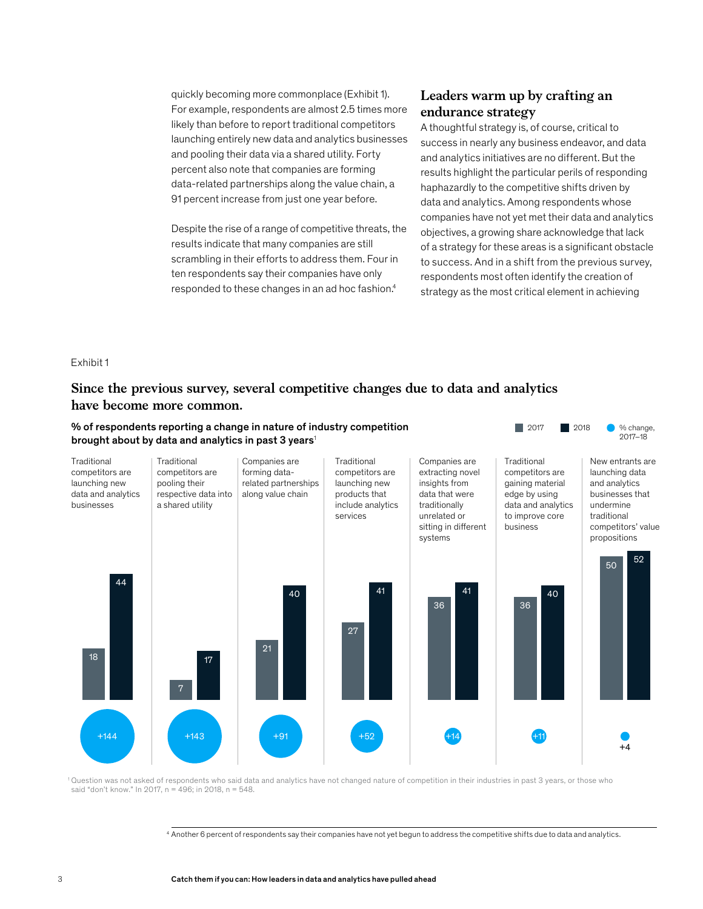quickly becoming more commonplace (Exhibit 1). For example, respondents are almost 2.5 times more likely than before to report traditional competitors launching entirely new data and analytics businesses and pooling their data via a shared utility. Forty percent also note that companies are forming data-related partnerships along the value chain, a 91 percent increase from just one year before.

Despite the rise of a range of competitive threats, the results indicate that many companies are still scrambling in their efforts to address them. Four in ten respondents say their companies have only responded to these changes in an ad hoc fashion.[4]

## Leaders warm up by crafting an endurance strategy

A thoughtful strategy is, of course, critical to success in nearly any business endeavor, and data and analytics initiatives are no different. But the results highlight the particular perils of responding haphazardly to the competitive shifts driven by data and analytics. Among respondents whose companies have not yet met their data and analytics objectives, a growing share acknowledge that lack of a strategy for these areas is a significant obstacle to success. And in a shift from the previous survey, respondents most often identify the creation of strategy as the most critical element in achieving

Exhibit 1

### Since the previous survey, several competitive changes due to data and analytics have become more common.

**% of respondents reporting a change in nature of industry competition brought about by data and analytics in past 3 years**[1]

| Change | 2017 | 2018 | % change, 2017–18 |
|---|---|---|---|
| Traditional competitors are launching new data and analytics businesses | 18 | 44 | +144 |
| Traditional competitors are pooling their respective data into a shared utility | 7 | 17 | +143 |
| Companies are forming data-related partnerships along value chain | 21 | 40 | +91 |
| Traditional competitors are launching new products that include analytics services | 27 | 41 | +52 |
| Companies are extracting novel insights from data that were traditionally unrelated or sitting in different systems | 36 | 41 | +14 |
| Traditional competitors are gaining material edge by using data and analytics to improve core business | 36 | 40 | +11 |
| New entrants are launching data and analytics businesses that undermine traditional competitors' value propositions | 50 | 52 | +4 |

[1] Question was not asked of respondents who said data and analytics have not changed nature of competition in their industries in past 3 years, or those who said "don't know." In 2017, n = 496; in 2018, n = 548.

[4] Another 6 percent of respondents say their companies have not yet begun to address the competitive shifts due to data and analytics.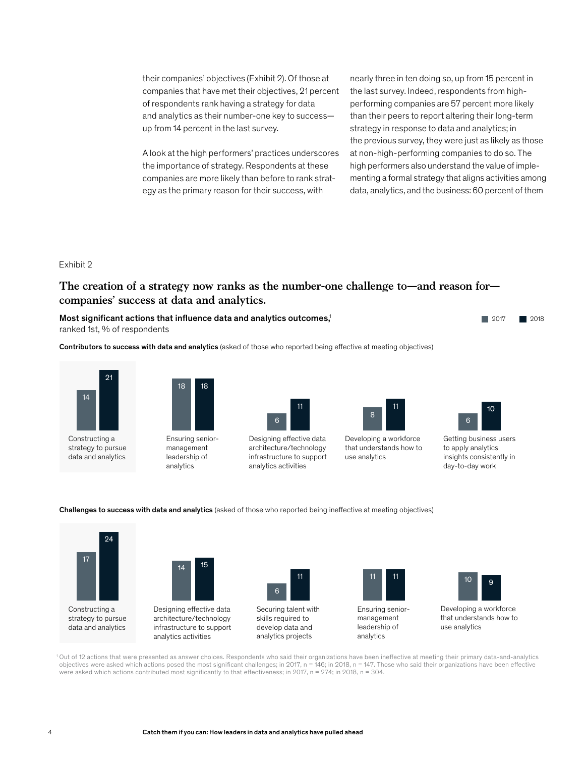their companies' objectives (Exhibit 2). Of those at companies that have met their objectives, 21 percent of respondents rank having a strategy for data and analytics as their number-one key to success—up from 14 percent in the last survey.

A look at the high performers' practices underscores the importance of strategy. Respondents at these companies are more likely than before to rank strategy as the primary reason for their success, with nearly three in ten doing so, up from 15 percent in the last survey. Indeed, respondents from high-performing companies are 57 percent more likely than their peers to report altering their long-term strategy in response to data and analytics; in the previous survey, they were just as likely as those at non-high-performing companies to do so. The high performers also understand the value of implementing a formal strategy that aligns activities among data, analytics, and the business: 60 percent of them

Exhibit 2

## The creation of a strategy now ranks as the number-one challenge to—and reason for—companies' success at data and analytics.

**Most significant actions that influence data and analytics outcomes,**[1] ranked 1st, % of respondents

**Contributors to success with data and analytics** (asked of those who reported being effective at meeting objectives)

| Action | 2017 | 2018 |
|---|---|---|
| Constructing a strategy to pursue data and analytics | 14 | 21 |
| Ensuring senior-management leadership of analytics | 18 | 18 |
| Designing effective data architecture/technology infrastructure to support analytics activities | 6 | 11 |
| Developing a workforce that understands how to use analytics | 8 | 11 |
| Getting business users to apply analytics insights consistently in day-to-day work | 6 | 10 |

**Challenges to success with data and analytics** (asked of those who reported being ineffective at meeting objectives)

| Action | 2017 | 2018 |
|---|---|---|
| Constructing a strategy to pursue data and analytics | 17 | 24 |
| Designing effective data architecture/technology infrastructure to support analytics activities | 14 | 15 |
| Securing talent with skills required to develop data and analytics projects | 6 | 11 |
| Ensuring senior-management leadership of analytics | 11 | 11 |
| Developing a workforce that understands how to use analytics | 10 | 9 |

[1] Out of 12 actions that were presented as answer choices. Respondents who said their organizations have been ineffective at meeting their primary data-and-analytics objectives were asked which actions posed the most significant challenges; in 2017, n = 146; in 2018, n = 147. Those who said their organizations have been effective were asked which actions contributed most significantly to that effectiveness; in 2017, n = 274; in 2018, n = 304.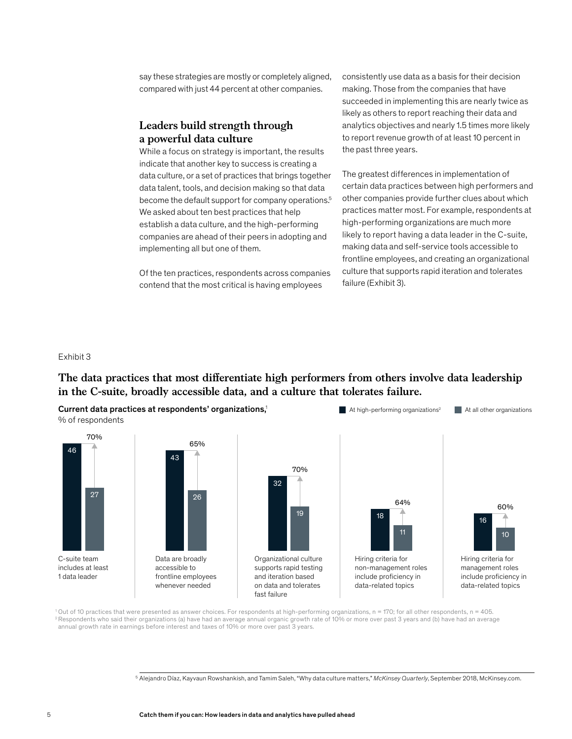say these strategies are mostly or completely aligned, compared with just 44 percent at other companies.

## Leaders build strength through a powerful data culture

While a focus on strategy is important, the results indicate that another key to success is creating a data culture, or a set of practices that brings together data talent, tools, and decision making so that data become the default support for company operations.[5] We asked about ten best practices that help establish a data culture, and the high-performing companies are ahead of their peers in adopting and implementing all but one of them.

Of the ten practices, respondents across companies contend that the most critical is having employees consistently use data as a basis for their decision making. Those from the companies that have succeeded in implementing this are nearly twice as likely as others to report reaching their data and analytics objectives and nearly 1.5 times more likely to report revenue growth of at least 10 percent in the past three years.

The greatest differences in implementation of certain data practices between high performers and other companies provide further clues about which practices matter most. For example, respondents at high-performing organizations are much more likely to report having a data leader in the C-suite, making data and self-service tools accessible to frontline employees, and creating an organizational culture that supports rapid iteration and tolerates failure (Exhibit 3).

Exhibit 3

**The data practices that most differentiate high performers from others involve data leadership in the C-suite, broadly accessible data, and a culture that tolerates failure.**

**Current data practices at respondents' organizations,**[1]
% of respondents

| Practice | At high-performing organizations[2] | At all other organizations | Difference |
|---|---|---|---|
| C-suite team includes at least 1 data leader | 46 | 27 | 70% |
| Data are broadly accessible to frontline employees whenever needed | 43 | 26 | 65% |
| Organizational culture supports rapid testing and iteration based on data and tolerates fast failure | 32 | 19 | 70% |
| Hiring criteria for non-management roles include proficiency in data-related topics | 18 | 11 | 64% |
| Hiring criteria for management roles include proficiency in data-related topics | 16 | 10 | 60% |

[1] Out of 10 practices that were presented as answer choices. For respondents at high-performing organizations, n = 170; for all other respondents, n = 405.
[2] Respondents who said their organizations (a) have had an average annual organic growth rate of 10% or more over past 3 years and (b) have had an average annual growth rate in earnings before interest and taxes of 10% or more over past 3 years.

[5] Alejandro Díaz, Kayvaun Rowshankish, and Tamim Saleh, "Why data culture matters," *McKinsey Quarterly*, September 2018, McKinsey.com.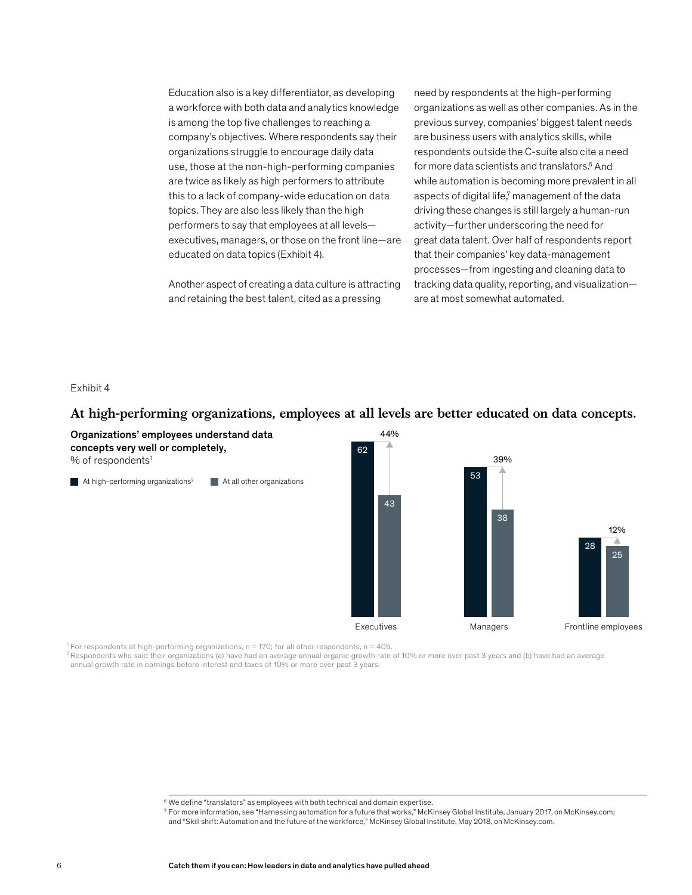Education also is a key differentiator, as developing a workforce with both data and analytics knowledge is among the top five challenges to reaching a company's objectives. Where respondents say their organizations struggle to encourage daily data use, those at the non-high-performing companies are twice as likely as high performers to attribute this to a lack of company-wide education on data topics. They are also less likely than the high performers to say that employees at all levels—executives, managers, or those on the front line—are educated on data topics (Exhibit 4).

Another aspect of creating a data culture is attracting and retaining the best talent, cited as a pressing need by respondents at the high-performing organizations as well as other companies. As in the previous survey, companies' biggest talent needs are business users with analytics skills, while respondents outside the C-suite also cite a need for more data scientists and translators.[6] And while automation is becoming more prevalent in all aspects of digital life,[7] management of the data driving these changes is still largely a human-run activity—further underscoring the need for great data talent. Over half of respondents report that their companies' key data-management processes—from ingesting and cleaning data to tracking data quality, reporting, and visualization—are at most somewhat automated.

Exhibit 4

## At high-performing organizations, employees at all levels are better educated on data concepts.

**Organizations' employees understand data concepts very well or completely,**
% of respondents[1]

| | At high-performing organizations[2] | At all other organizations | Difference |
|---|---|---|---|
| Executives | 62 | 43 | 44% |
| Managers | 53 | 38 | 39% |
| Frontline employees | 28 | 25 | 12% |

[1] For respondents at high-performing organizations, n = 170; for all other respondents, n = 405.
[2] Respondents who said their organizations (a) have had an average annual organic growth rate of 10% or more over past 3 years and (b) have had an average annual growth rate in earnings before interest and taxes of 10% or more over past 3 years.

[6] We define "translators" as employees with both technical and domain expertise.
[7] For more information, see "Harnessing automation for a future that works," McKinsey Global Institute, January 2017, on McKinsey.com; and "Skill shift: Automation and the future of the workforce," McKinsey Global Institute, May 2018, on McKinsey.com.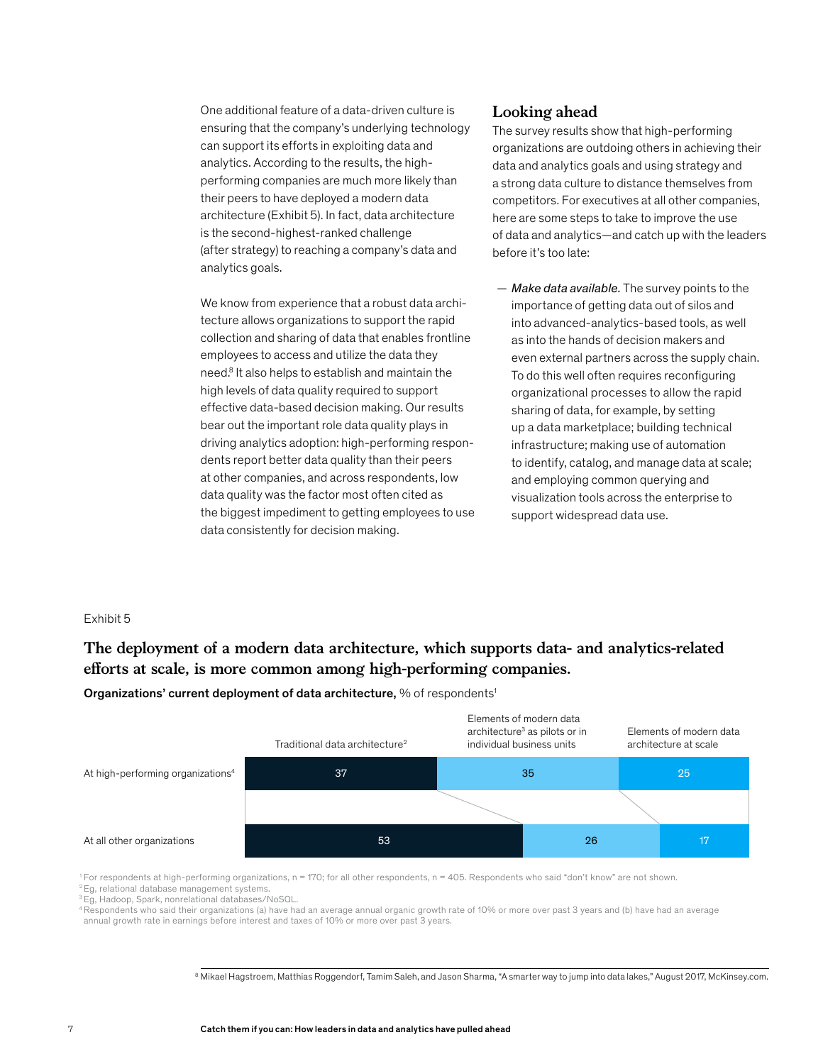One additional feature of a data-driven culture is ensuring that the company's underlying technology can support its efforts in exploiting data and analytics. According to the results, the high-performing companies are much more likely than their peers to have deployed a modern data architecture (Exhibit 5). In fact, data architecture is the second-highest-ranked challenge (after strategy) to reaching a company's data and analytics goals.

We know from experience that a robust data architecture allows organizations to support the rapid collection and sharing of data that enables frontline employees to access and utilize the data they need.[8] It also helps to establish and maintain the high levels of data quality required to support effective data-based decision making. Our results bear out the important role data quality plays in driving analytics adoption: high-performing respondents report better data quality than their peers at other companies, and across respondents, low data quality was the factor most often cited as the biggest impediment to getting employees to use data consistently for decision making.

## Looking ahead

The survey results show that high-performing organizations are outdoing others in achieving their data and analytics goals and using strategy and a strong data culture to distance themselves from competitors. For executives at all other companies, here are some steps to take to improve the use of data and analytics—and catch up with the leaders before it's too late:

— *Make data available.* The survey points to the importance of getting data out of silos and into advanced-analytics-based tools, as well as into the hands of decision makers and even external partners across the supply chain. To do this well often requires reconfiguring organizational processes to allow the rapid sharing of data, for example, by setting up a data marketplace; building technical infrastructure; making use of automation to identify, catalog, and manage data at scale; and employing common querying and visualization tools across the enterprise to support widespread data use.

Exhibit 5

### The deployment of a modern data architecture, which supports data- and analytics-related efforts at scale, is more common among high-performing companies.

**Organizations' current deployment of data architecture,** % of respondents[1]

| | Traditional data architecture[2] | Elements of modern data architecture[3] as pilots or in individual business units | Elements of modern data architecture at scale |
|---|---|---|---|
| At high-performing organizations[4] | 37 | 35 | 25 |
| At all other organizations | 53 | 26 | 17 |

[1] For respondents at high-performing organizations, n = 170; for all other respondents, n = 405. Respondents who said "don't know" are not shown.
[2] Eg, relational database management systems.
[3] Eg, Hadoop, Spark, nonrelational databases/NoSQL.
[4] Respondents who said their organizations (a) have had an average annual organic growth rate of 10% or more over past 3 years and (b) have had an average annual growth rate in earnings before interest and taxes of 10% or more over past 3 years.

[8] Mikael Hagstroem, Matthias Roggendorf, Tamim Saleh, and Jason Sharma, "A smarter way to jump into data lakes," August 2017, McKinsey.com.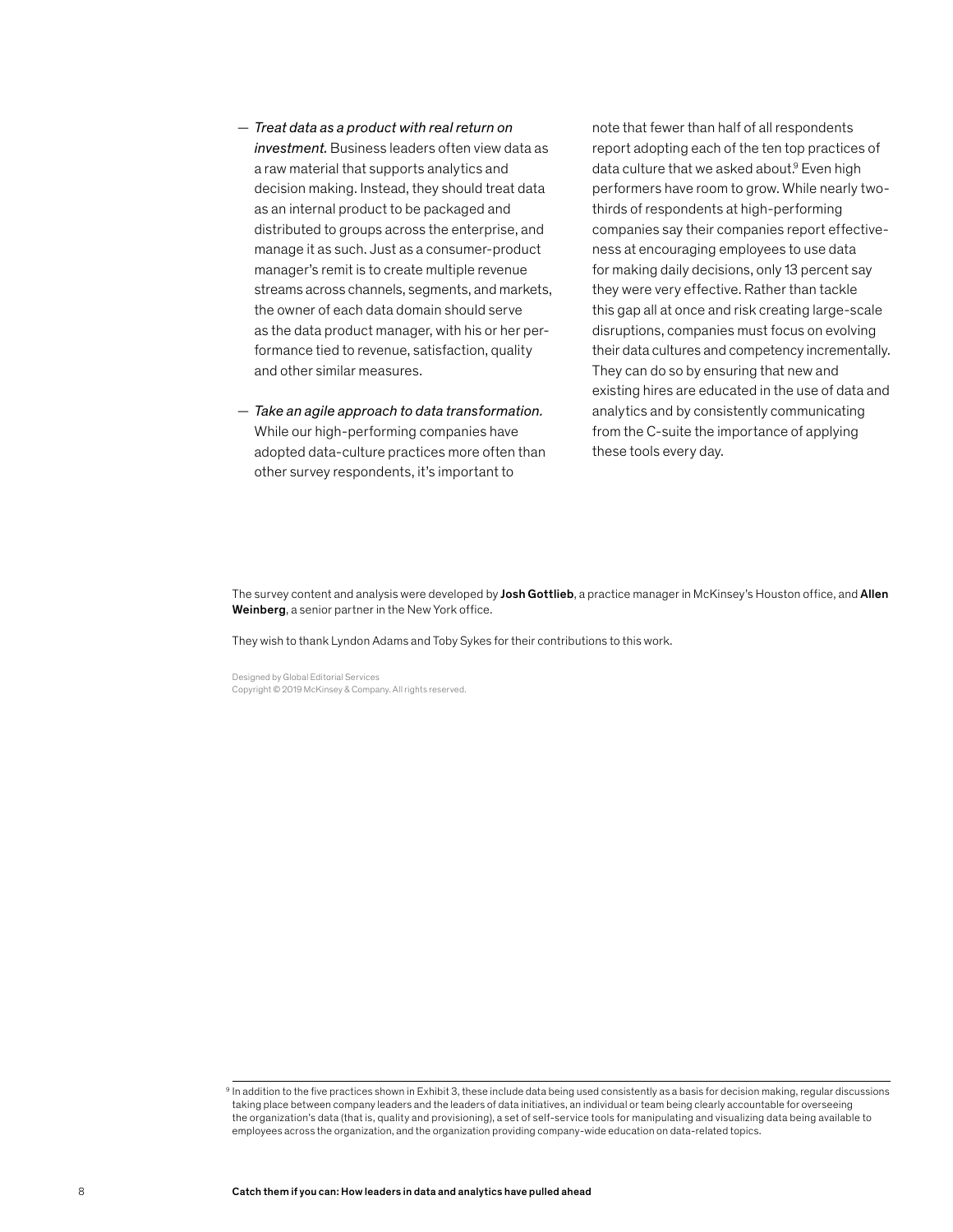- *Treat data as a product with real return on investment.* Business leaders often view data as a raw material that supports analytics and decision making. Instead, they should treat data as an internal product to be packaged and distributed to groups across the enterprise, and manage it as such. Just as a consumer-product manager's remit is to create multiple revenue streams across channels, segments, and markets, the owner of each data domain should serve as the data product manager, with his or her performance tied to revenue, satisfaction, quality and other similar measures.

- *Take an agile approach to data transformation.* While our high-performing companies have adopted data-culture practices more often than other survey respondents, it's important to note that fewer than half of all respondents report adopting each of the ten top practices of data culture that we asked about.[9] Even high performers have room to grow. While nearly two-thirds of respondents at high-performing companies say their companies report effectiveness at encouraging employees to use data for making daily decisions, only 13 percent say they were very effective. Rather than tackle this gap all at once and risk creating large-scale disruptions, companies must focus on evolving their data cultures and competency incrementally. They can do so by ensuring that new and existing hires are educated in the use of data and analytics and by consistently communicating from the C-suite the importance of applying these tools every day.

The survey content and analysis were developed by **Josh Gottlieb**, a practice manager in McKinsey's Houston office, and **Allen Weinberg**, a senior partner in the New York office.

They wish to thank Lyndon Adams and Toby Sykes for their contributions to this work.

Designed by Global Editorial Services
Copyright © 2019 McKinsey & Company. All rights reserved.

[9] In addition to the five practices shown in Exhibit 3, these include data being used consistently as a basis for decision making, regular discussions taking place between company leaders and the leaders of data initiatives, an individual or team being clearly accountable for overseeing the organization's data (that is, quality and provisioning), a set of self-service tools for manipulating and visualizing data being available to employees across the organization, and the organization providing company-wide education on data-related topics.